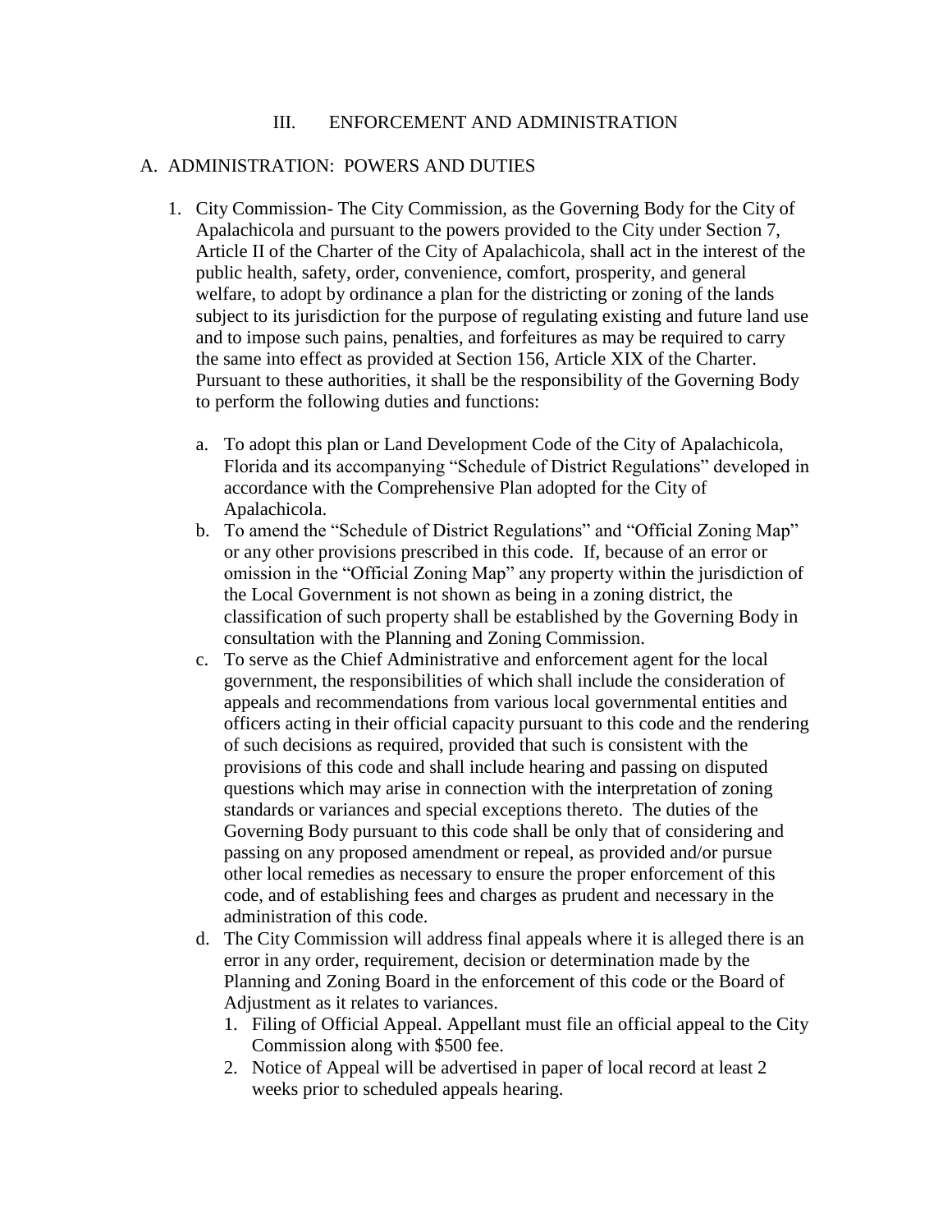# III. ENFORCEMENT AND ADMINISTRATION

## A. ADMINISTRATION: POWERS AND DUTIES

1. City Commission- The City Commission, as the Governing Body for the City of Apalachicola and pursuant to the powers provided to the City under Section 7, Article II of the Charter of the City of Apalachicola, shall act in the interest of the public health, safety, order, convenience, comfort, prosperity, and general welfare, to adopt by ordinance a plan for the districting or zoning of the lands subject to its jurisdiction for the purpose of regulating existing and future land use and to impose such pains, penalties, and forfeitures as may be required to carry the same into effect as provided at Section 156, Article XIX of the Charter. Pursuant to these authorities, it shall be the responsibility of the Governing Body to perform the following duties and functions:

   a. To adopt this plan or Land Development Code of the City of Apalachicola, Florida and its accompanying "Schedule of District Regulations" developed in accordance with the Comprehensive Plan adopted for the City of Apalachicola.

   b. To amend the "Schedule of District Regulations" and "Official Zoning Map" or any other provisions prescribed in this code. If, because of an error or omission in the "Official Zoning Map" any property within the jurisdiction of the Local Government is not shown as being in a zoning district, the classification of such property shall be established by the Governing Body in consultation with the Planning and Zoning Commission.

   c. To serve as the Chief Administrative and enforcement agent for the local government, the responsibilities of which shall include the consideration of appeals and recommendations from various local governmental entities and officers acting in their official capacity pursuant to this code and the rendering of such decisions as required, provided that such is consistent with the provisions of this code and shall include hearing and passing on disputed questions which may arise in connection with the interpretation of zoning standards or variances and special exceptions thereto. The duties of the Governing Body pursuant to this code shall be only that of considering and passing on any proposed amendment or repeal, as provided and/or pursue other local remedies as necessary to ensure the proper enforcement of this code, and of establishing fees and charges as prudent and necessary in the administration of this code.

   d. The City Commission will address final appeals where it is alleged there is an error in any order, requirement, decision or determination made by the Planning and Zoning Board in the enforcement of this code or the Board of Adjustment as it relates to variances.

      1. Filing of Official Appeal. Appellant must file an official appeal to the City Commission along with $500 fee.
      2. Notice of Appeal will be advertised in paper of local record at least 2 weeks prior to scheduled appeals hearing.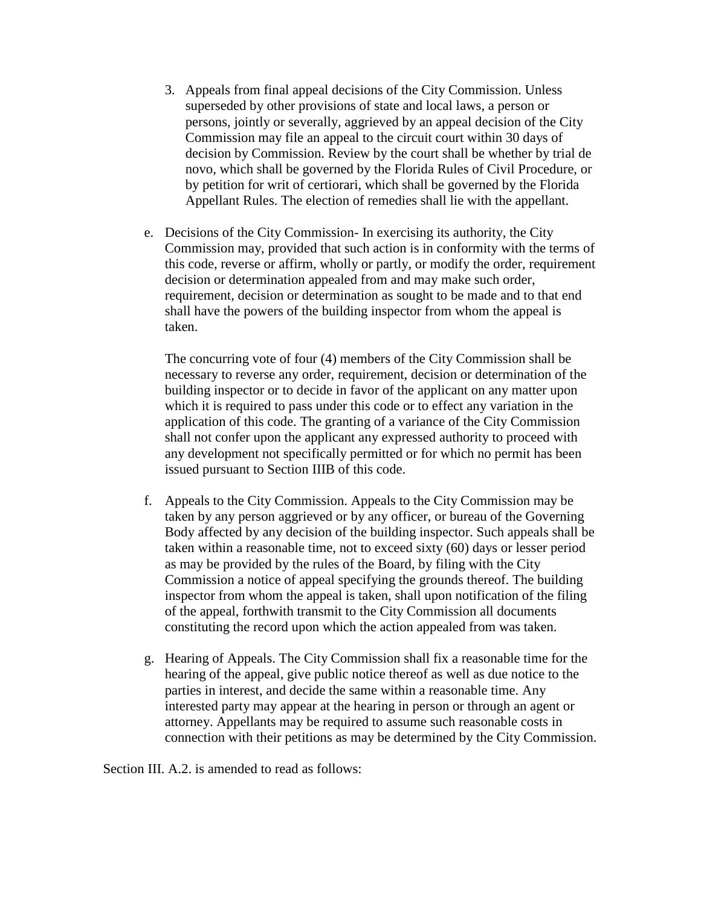3. Appeals from final appeal decisions of the City Commission. Unless superseded by other provisions of state and local laws, a person or persons, jointly or severally, aggrieved by an appeal decision of the City Commission may file an appeal to the circuit court within 30 days of decision by Commission. Review by the court shall be whether by trial de novo, which shall be governed by the Florida Rules of Civil Procedure, or by petition for writ of certiorari, which shall be governed by the Florida Appellant Rules. The election of remedies shall lie with the appellant.

e. Decisions of the City Commission- In exercising its authority, the City Commission may, provided that such action is in conformity with the terms of this code, reverse or affirm, wholly or partly, or modify the order, requirement decision or determination appealed from and may make such order, requirement, decision or determination as sought to be made and to that end shall have the powers of the building inspector from whom the appeal is taken.

   The concurring vote of four (4) members of the City Commission shall be necessary to reverse any order, requirement, decision or determination of the building inspector or to decide in favor of the applicant on any matter upon which it is required to pass under this code or to effect any variation in the application of this code. The granting of a variance of the City Commission shall not confer upon the applicant any expressed authority to proceed with any development not specifically permitted or for which no permit has been issued pursuant to Section IIIB of this code.

f. Appeals to the City Commission. Appeals to the City Commission may be taken by any person aggrieved or by any officer, or bureau of the Governing Body affected by any decision of the building inspector. Such appeals shall be taken within a reasonable time, not to exceed sixty (60) days or lesser period as may be provided by the rules of the Board, by filing with the City Commission a notice of appeal specifying the grounds thereof. The building inspector from whom the appeal is taken, shall upon notification of the filing of the appeal, forthwith transmit to the City Commission all documents constituting the record upon which the action appealed from was taken.

g. Hearing of Appeals. The City Commission shall fix a reasonable time for the hearing of the appeal, give public notice thereof as well as due notice to the parties in interest, and decide the same within a reasonable time. Any interested party may appear at the hearing in person or through an agent or attorney. Appellants may be required to assume such reasonable costs in connection with their petitions as may be determined by the City Commission.

Section III. A.2. is amended to read as follows: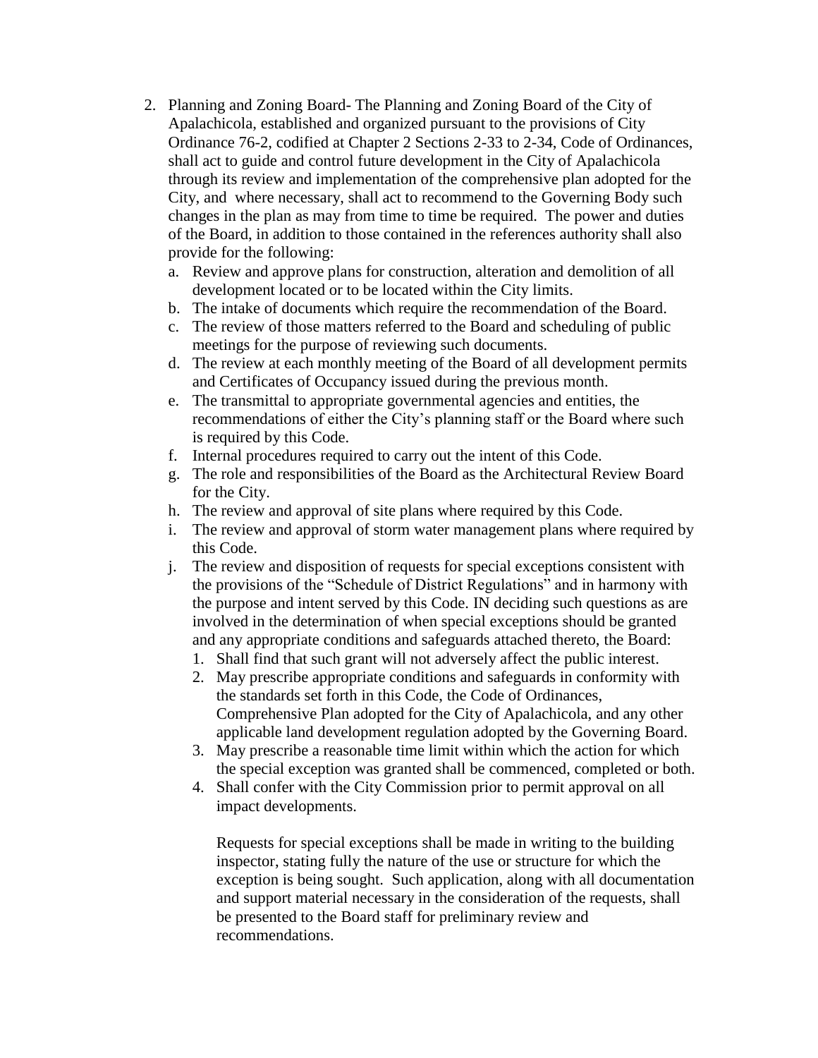2. Planning and Zoning Board- The Planning and Zoning Board of the City of Apalachicola, established and organized pursuant to the provisions of City Ordinance 76-2, codified at Chapter 2 Sections 2-33 to 2-34, Code of Ordinances, shall act to guide and control future development in the City of Apalachicola through its review and implementation of the comprehensive plan adopted for the City, and where necessary, shall act to recommend to the Governing Body such changes in the plan as may from time to time be required. The power and duties of the Board, in addition to those contained in the references authority shall also provide for the following:
   a. Review and approve plans for construction, alteration and demolition of all development located or to be located within the City limits.
   b. The intake of documents which require the recommendation of the Board.
   c. The review of those matters referred to the Board and scheduling of public meetings for the purpose of reviewing such documents.
   d. The review at each monthly meeting of the Board of all development permits and Certificates of Occupancy issued during the previous month.
   e. The transmittal to appropriate governmental agencies and entities, the recommendations of either the City's planning staff or the Board where such is required by this Code.
   f. Internal procedures required to carry out the intent of this Code.
   g. The role and responsibilities of the Board as the Architectural Review Board for the City.
   h. The review and approval of site plans where required by this Code.
   i. The review and approval of storm water management plans where required by this Code.
   j. The review and disposition of requests for special exceptions consistent with the provisions of the "Schedule of District Regulations" and in harmony with the purpose and intent served by this Code. IN deciding such questions as are involved in the determination of when special exceptions should be granted and any appropriate conditions and safeguards attached thereto, the Board:
      1. Shall find that such grant will not adversely affect the public interest.
      2. May prescribe appropriate conditions and safeguards in conformity with the standards set forth in this Code, the Code of Ordinances, Comprehensive Plan adopted for the City of Apalachicola, and any other applicable land development regulation adopted by the Governing Board.
      3. May prescribe a reasonable time limit within which the action for which the special exception was granted shall be commenced, completed or both.
      4. Shall confer with the City Commission prior to permit approval on all impact developments.

      Requests for special exceptions shall be made in writing to the building inspector, stating fully the nature of the use or structure for which the exception is being sought. Such application, along with all documentation and support material necessary in the consideration of the requests, shall be presented to the Board staff for preliminary review and recommendations.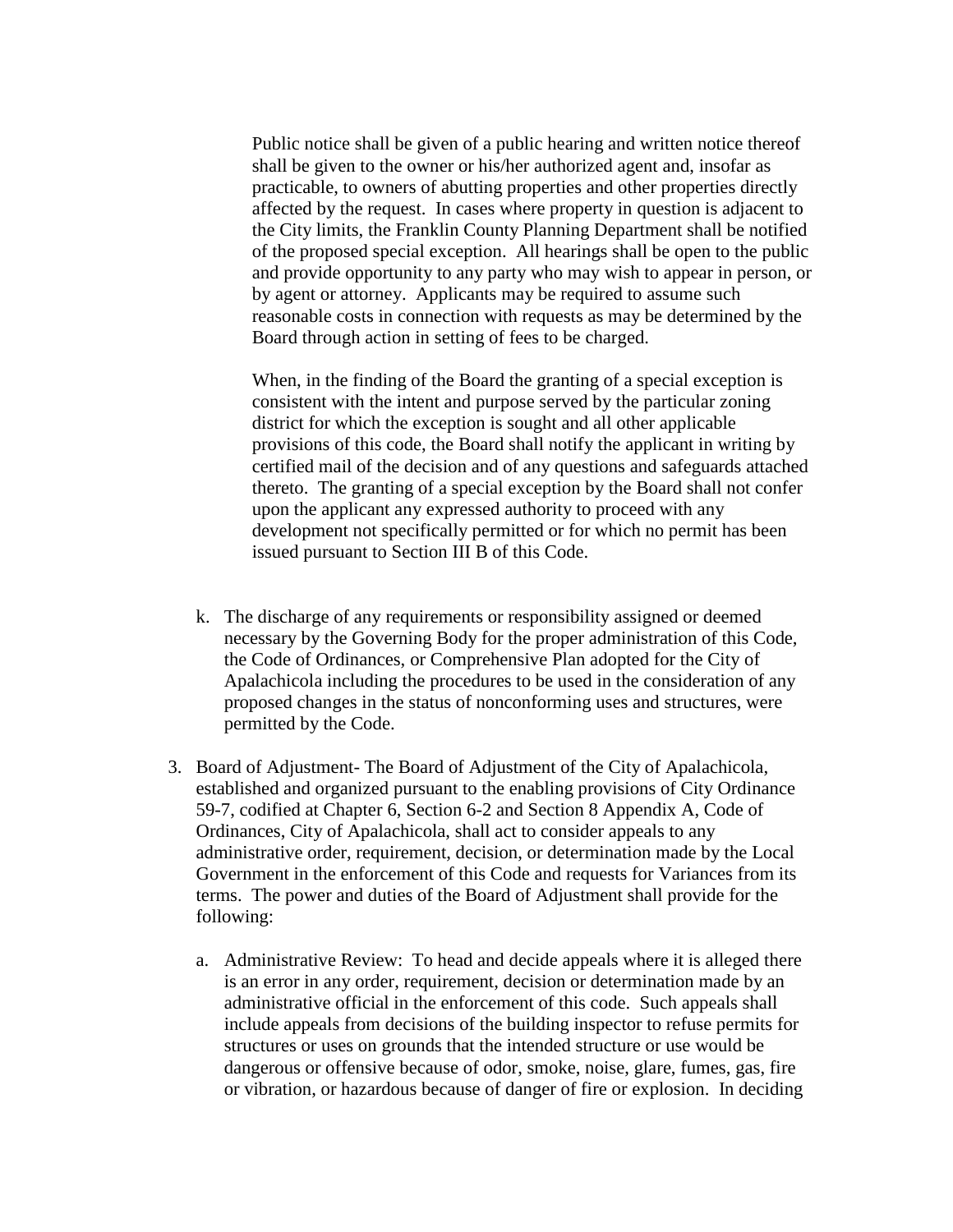Public notice shall be given of a public hearing and written notice thereof shall be given to the owner or his/her authorized agent and, insofar as practicable, to owners of abutting properties and other properties directly affected by the request. In cases where property in question is adjacent to the City limits, the Franklin County Planning Department shall be notified of the proposed special exception. All hearings shall be open to the public and provide opportunity to any party who may wish to appear in person, or by agent or attorney. Applicants may be required to assume such reasonable costs in connection with requests as may be determined by the Board through action in setting of fees to be charged.

When, in the finding of the Board the granting of a special exception is consistent with the intent and purpose served by the particular zoning district for which the exception is sought and all other applicable provisions of this code, the Board shall notify the applicant in writing by certified mail of the decision and of any questions and safeguards attached thereto. The granting of a special exception by the Board shall not confer upon the applicant any expressed authority to proceed with any development not specifically permitted or for which no permit has been issued pursuant to Section III B of this Code.

k. The discharge of any requirements or responsibility assigned or deemed necessary by the Governing Body for the proper administration of this Code, the Code of Ordinances, or Comprehensive Plan adopted for the City of Apalachicola including the procedures to be used in the consideration of any proposed changes in the status of nonconforming uses and structures, were permitted by the Code.

3. Board of Adjustment- The Board of Adjustment of the City of Apalachicola, established and organized pursuant to the enabling provisions of City Ordinance 59-7, codified at Chapter 6, Section 6-2 and Section 8 Appendix A, Code of Ordinances, City of Apalachicola, shall act to consider appeals to any administrative order, requirement, decision, or determination made by the Local Government in the enforcement of this Code and requests for Variances from its terms. The power and duties of the Board of Adjustment shall provide for the following:

   a. Administrative Review: To head and decide appeals where it is alleged there is an error in any order, requirement, decision or determination made by an administrative official in the enforcement of this code. Such appeals shall include appeals from decisions of the building inspector to refuse permits for structures or uses on grounds that the intended structure or use would be dangerous or offensive because of odor, smoke, noise, glare, fumes, gas, fire or vibration, or hazardous because of danger of fire or explosion. In deciding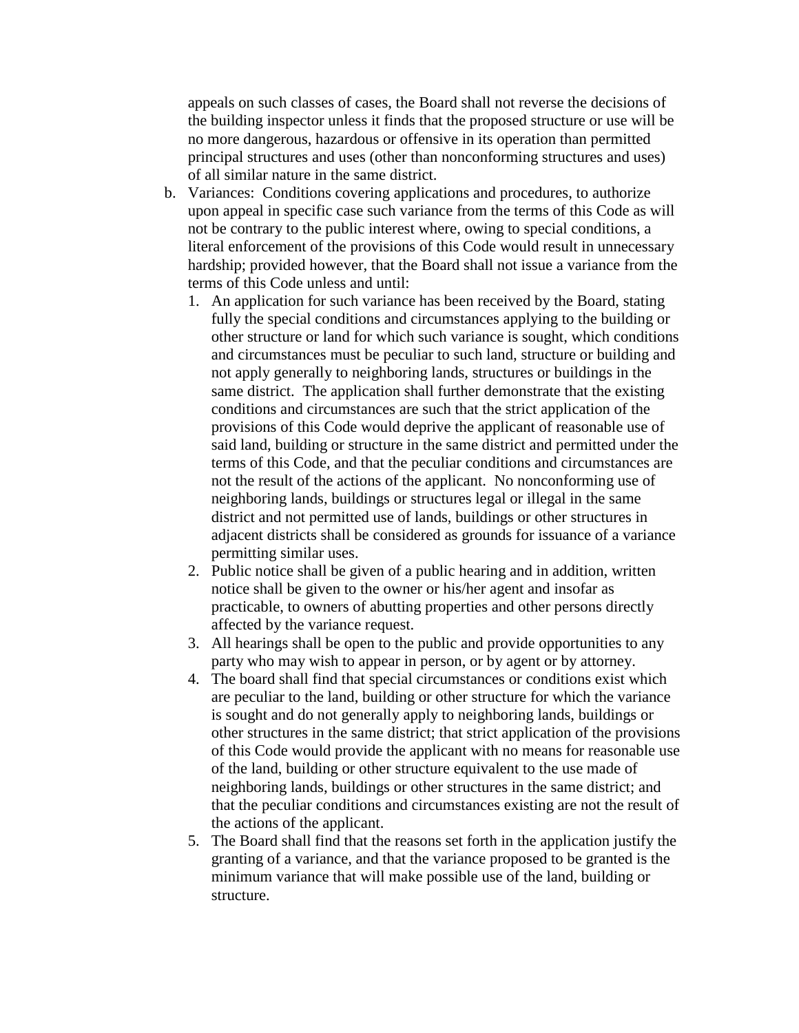appeals on such classes of cases, the Board shall not reverse the decisions of the building inspector unless it finds that the proposed structure or use will be no more dangerous, hazardous or offensive in its operation than permitted principal structures and uses (other than nonconforming structures and uses) of all similar nature in the same district.

b. Variances: Conditions covering applications and procedures, to authorize upon appeal in specific case such variance from the terms of this Code as will not be contrary to the public interest where, owing to special conditions, a literal enforcement of the provisions of this Code would result in unnecessary hardship; provided however, that the Board shall not issue a variance from the terms of this Code unless and until:
   1. An application for such variance has been received by the Board, stating fully the special conditions and circumstances applying to the building or other structure or land for which such variance is sought, which conditions and circumstances must be peculiar to such land, structure or building and not apply generally to neighboring lands, structures or buildings in the same district. The application shall further demonstrate that the existing conditions and circumstances are such that the strict application of the provisions of this Code would deprive the applicant of reasonable use of said land, building or structure in the same district and permitted under the terms of this Code, and that the peculiar conditions and circumstances are not the result of the actions of the applicant. No nonconforming use of neighboring lands, buildings or structures legal or illegal in the same district and not permitted use of lands, buildings or other structures in adjacent districts shall be considered as grounds for issuance of a variance permitting similar uses.
   2. Public notice shall be given of a public hearing and in addition, written notice shall be given to the owner or his/her agent and insofar as practicable, to owners of abutting properties and other persons directly affected by the variance request.
   3. All hearings shall be open to the public and provide opportunities to any party who may wish to appear in person, or by agent or by attorney.
   4. The board shall find that special circumstances or conditions exist which are peculiar to the land, building or other structure for which the variance is sought and do not generally apply to neighboring lands, buildings or other structures in the same district; that strict application of the provisions of this Code would provide the applicant with no means for reasonable use of the land, building or other structure equivalent to the use made of neighboring lands, buildings or other structures in the same district; and that the peculiar conditions and circumstances existing are not the result of the actions of the applicant.
   5. The Board shall find that the reasons set forth in the application justify the granting of a variance, and that the variance proposed to be granted is the minimum variance that will make possible use of the land, building or structure.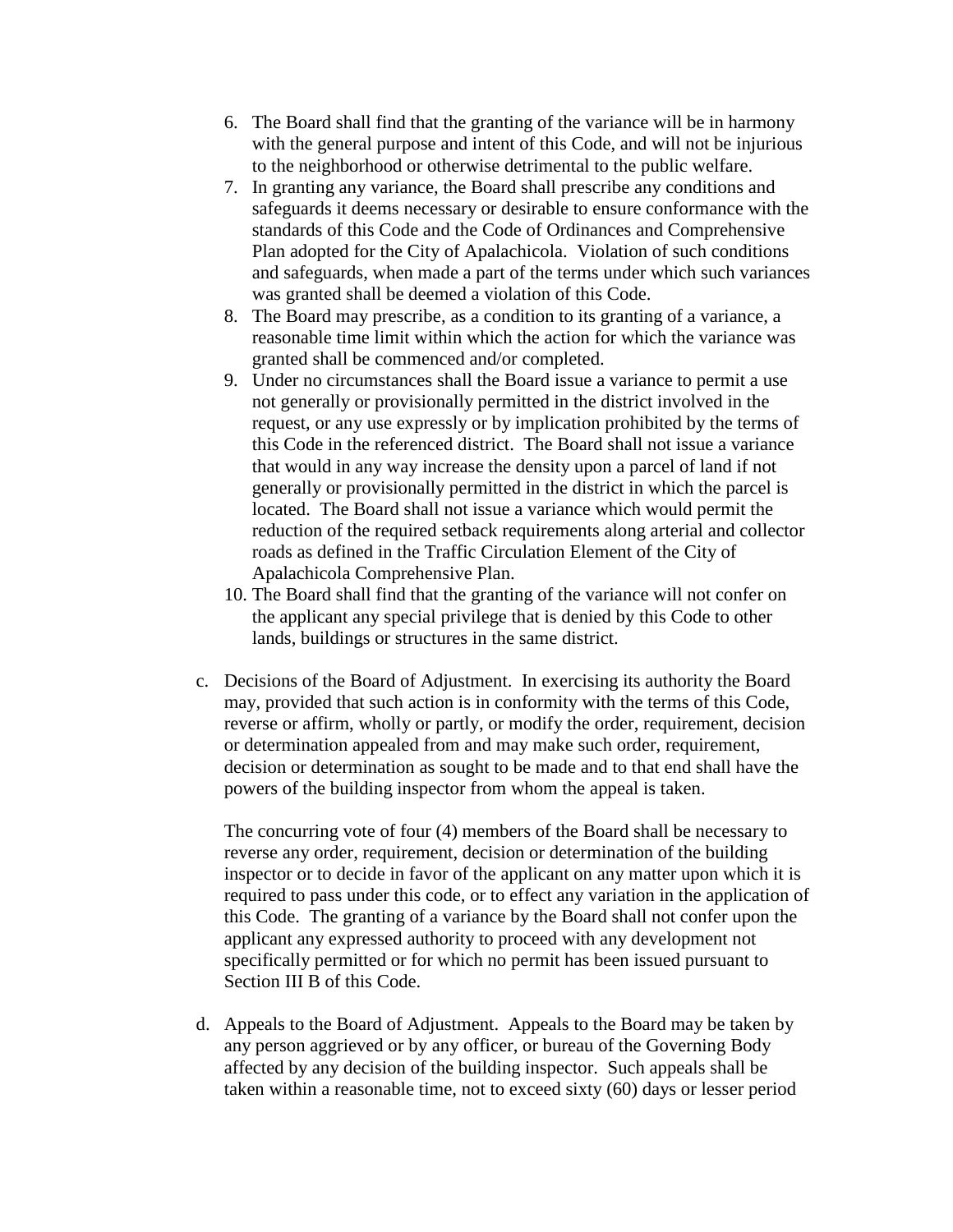6. The Board shall find that the granting of the variance will be in harmony with the general purpose and intent of this Code, and will not be injurious to the neighborhood or otherwise detrimental to the public welfare.
7. In granting any variance, the Board shall prescribe any conditions and safeguards it deems necessary or desirable to ensure conformance with the standards of this Code and the Code of Ordinances and Comprehensive Plan adopted for the City of Apalachicola. Violation of such conditions and safeguards, when made a part of the terms under which such variances was granted shall be deemed a violation of this Code.
8. The Board may prescribe, as a condition to its granting of a variance, a reasonable time limit within which the action for which the variance was granted shall be commenced and/or completed.
9. Under no circumstances shall the Board issue a variance to permit a use not generally or provisionally permitted in the district involved in the request, or any use expressly or by implication prohibited by the terms of this Code in the referenced district. The Board shall not issue a variance that would in any way increase the density upon a parcel of land if not generally or provisionally permitted in the district in which the parcel is located. The Board shall not issue a variance which would permit the reduction of the required setback requirements along arterial and collector roads as defined in the Traffic Circulation Element of the City of Apalachicola Comprehensive Plan.
10. The Board shall find that the granting of the variance will not confer on the applicant any special privilege that is denied by this Code to other lands, buildings or structures in the same district.

c. Decisions of the Board of Adjustment. In exercising its authority the Board may, provided that such action is in conformity with the terms of this Code, reverse or affirm, wholly or partly, or modify the order, requirement, decision or determination appealed from and may make such order, requirement, decision or determination as sought to be made and to that end shall have the powers of the building inspector from whom the appeal is taken.

   The concurring vote of four (4) members of the Board shall be necessary to reverse any order, requirement, decision or determination of the building inspector or to decide in favor of the applicant on any matter upon which it is required to pass under this code, or to effect any variation in the application of this Code. The granting of a variance by the Board shall not confer upon the applicant any expressed authority to proceed with any development not specifically permitted or for which no permit has been issued pursuant to Section III B of this Code.

d. Appeals to the Board of Adjustment. Appeals to the Board may be taken by any person aggrieved or by any officer, or bureau of the Governing Body affected by any decision of the building inspector. Such appeals shall be taken within a reasonable time, not to exceed sixty (60) days or lesser period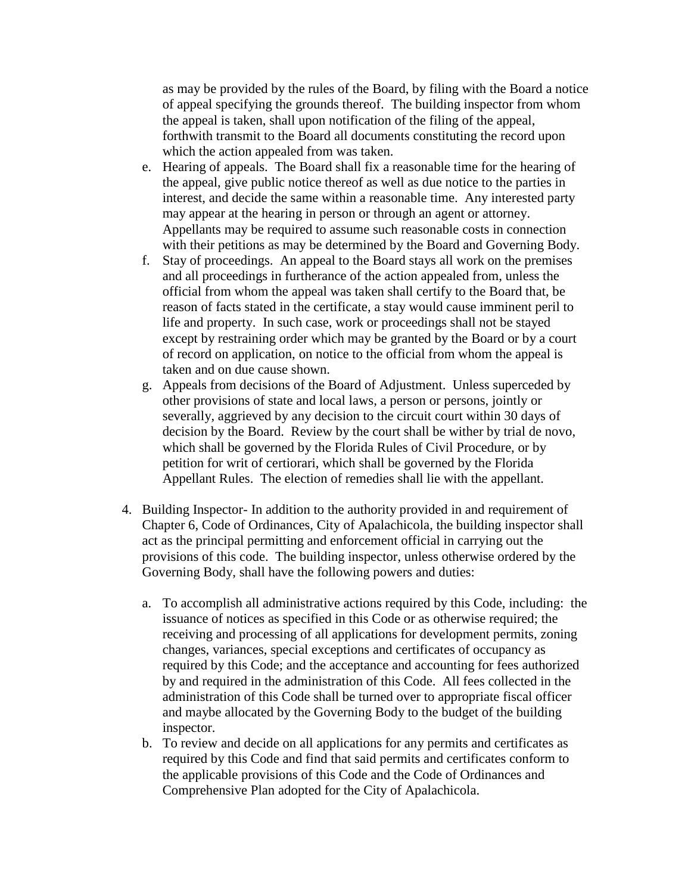as may be provided by the rules of the Board, by filing with the Board a notice of appeal specifying the grounds thereof. The building inspector from whom the appeal is taken, shall upon notification of the filing of the appeal, forthwith transmit to the Board all documents constituting the record upon which the action appealed from was taken.

e. Hearing of appeals. The Board shall fix a reasonable time for the hearing of the appeal, give public notice thereof as well as due notice to the parties in interest, and decide the same within a reasonable time. Any interested party may appear at the hearing in person or through an agent or attorney. Appellants may be required to assume such reasonable costs in connection with their petitions as may be determined by the Board and Governing Body.

f. Stay of proceedings. An appeal to the Board stays all work on the premises and all proceedings in furtherance of the action appealed from, unless the official from whom the appeal was taken shall certify to the Board that, be reason of facts stated in the certificate, a stay would cause imminent peril to life and property. In such case, work or proceedings shall not be stayed except by restraining order which may be granted by the Board or by a court of record on application, on notice to the official from whom the appeal is taken and on due cause shown.

g. Appeals from decisions of the Board of Adjustment. Unless superceded by other provisions of state and local laws, a person or persons, jointly or severally, aggrieved by any decision to the circuit court within 30 days of decision by the Board. Review by the court shall be wither by trial de novo, which shall be governed by the Florida Rules of Civil Procedure, or by petition for writ of certiorari, which shall be governed by the Florida Appellant Rules. The election of remedies shall lie with the appellant.

4. Building Inspector- In addition to the authority provided in and requirement of Chapter 6, Code of Ordinances, City of Apalachicola, the building inspector shall act as the principal permitting and enforcement official in carrying out the provisions of this code. The building inspector, unless otherwise ordered by the Governing Body, shall have the following powers and duties:

   a. To accomplish all administrative actions required by this Code, including: the issuance of notices as specified in this Code or as otherwise required; the receiving and processing of all applications for development permits, zoning changes, variances, special exceptions and certificates of occupancy as required by this Code; and the acceptance and accounting for fees authorized by and required in the administration of this Code. All fees collected in the administration of this Code shall be turned over to appropriate fiscal officer and maybe allocated by the Governing Body to the budget of the building inspector.

   b. To review and decide on all applications for any permits and certificates as required by this Code and find that said permits and certificates conform to the applicable provisions of this Code and the Code of Ordinances and Comprehensive Plan adopted for the City of Apalachicola.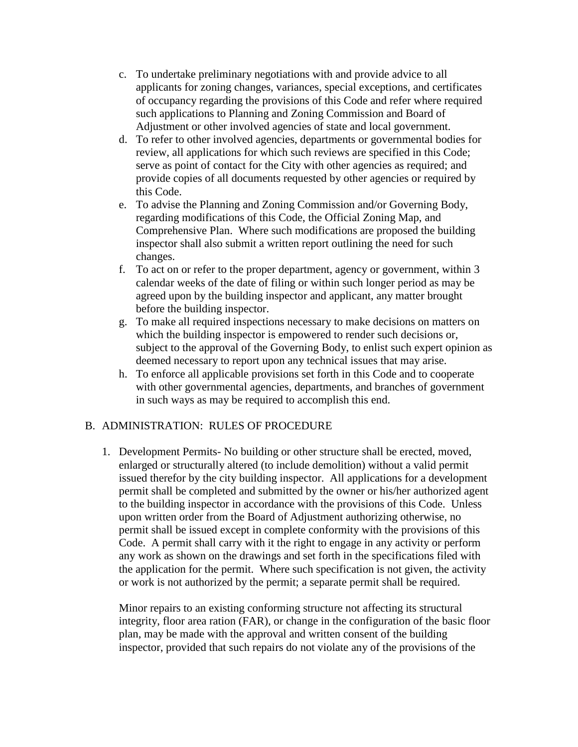c. To undertake preliminary negotiations with and provide advice to all applicants for zoning changes, variances, special exceptions, and certificates of occupancy regarding the provisions of this Code and refer where required such applications to Planning and Zoning Commission and Board of Adjustment or other involved agencies of state and local government.

d. To refer to other involved agencies, departments or governmental bodies for review, all applications for which such reviews are specified in this Code; serve as point of contact for the City with other agencies as required; and provide copies of all documents requested by other agencies or required by this Code.

e. To advise the Planning and Zoning Commission and/or Governing Body, regarding modifications of this Code, the Official Zoning Map, and Comprehensive Plan. Where such modifications are proposed the building inspector shall also submit a written report outlining the need for such changes.

f. To act on or refer to the proper department, agency or government, within 3 calendar weeks of the date of filing or within such longer period as may be agreed upon by the building inspector and applicant, any matter brought before the building inspector.

g. To make all required inspections necessary to make decisions on matters on which the building inspector is empowered to render such decisions or, subject to the approval of the Governing Body, to enlist such expert opinion as deemed necessary to report upon any technical issues that may arise.

h. To enforce all applicable provisions set forth in this Code and to cooperate with other governmental agencies, departments, and branches of government in such ways as may be required to accomplish this end.

## B. ADMINISTRATION: RULES OF PROCEDURE

1. Development Permits- No building or other structure shall be erected, moved, enlarged or structurally altered (to include demolition) without a valid permit issued therefor by the city building inspector. All applications for a development permit shall be completed and submitted by the owner or his/her authorized agent to the building inspector in accordance with the provisions of this Code. Unless upon written order from the Board of Adjustment authorizing otherwise, no permit shall be issued except in complete conformity with the provisions of this Code. A permit shall carry with it the right to engage in any activity or perform any work as shown on the drawings and set forth in the specifications filed with the application for the permit. Where such specification is not given, the activity or work is not authorized by the permit; a separate permit shall be required.

   Minor repairs to an existing conforming structure not affecting its structural integrity, floor area ration (FAR), or change in the configuration of the basic floor plan, may be made with the approval and written consent of the building inspector, provided that such repairs do not violate any of the provisions of the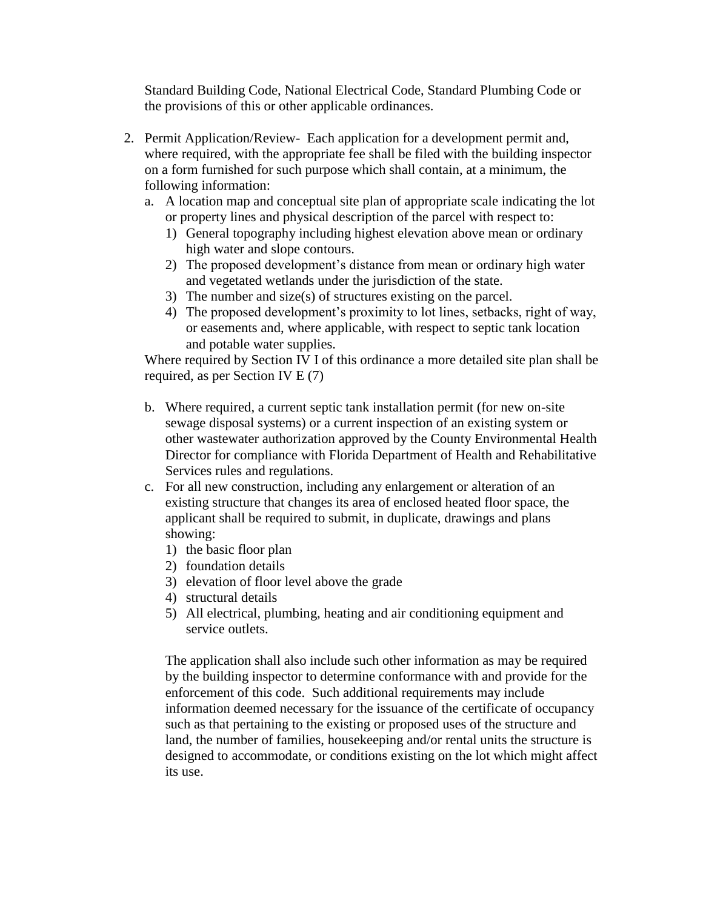Standard Building Code, National Electrical Code, Standard Plumbing Code or the provisions of this or other applicable ordinances.

2. Permit Application/Review- Each application for a development permit and, where required, with the appropriate fee shall be filed with the building inspector on a form furnished for such purpose which shall contain, at a minimum, the following information:
   a. A location map and conceptual site plan of appropriate scale indicating the lot or property lines and physical description of the parcel with respect to:
      1) General topography including highest elevation above mean or ordinary high water and slope contours.
      2) The proposed development's distance from mean or ordinary high water and vegetated wetlands under the jurisdiction of the state.
      3) The number and size(s) of structures existing on the parcel.
      4) The proposed development's proximity to lot lines, setbacks, right of way, or easements and, where applicable, with respect to septic tank location and potable water supplies.

   Where required by Section IV I of this ordinance a more detailed site plan shall be required, as per Section IV E (7)

   b. Where required, a current septic tank installation permit (for new on-site sewage disposal systems) or a current inspection of an existing system or other wastewater authorization approved by the County Environmental Health Director for compliance with Florida Department of Health and Rehabilitative Services rules and regulations.
   c. For all new construction, including any enlargement or alteration of an existing structure that changes its area of enclosed heated floor space, the applicant shall be required to submit, in duplicate, drawings and plans showing:
      1) the basic floor plan
      2) foundation details
      3) elevation of floor level above the grade
      4) structural details
      5) All electrical, plumbing, heating and air conditioning equipment and service outlets.

      The application shall also include such other information as may be required by the building inspector to determine conformance with and provide for the enforcement of this code. Such additional requirements may include information deemed necessary for the issuance of the certificate of occupancy such as that pertaining to the existing or proposed uses of the structure and land, the number of families, housekeeping and/or rental units the structure is designed to accommodate, or conditions existing on the lot which might affect its use.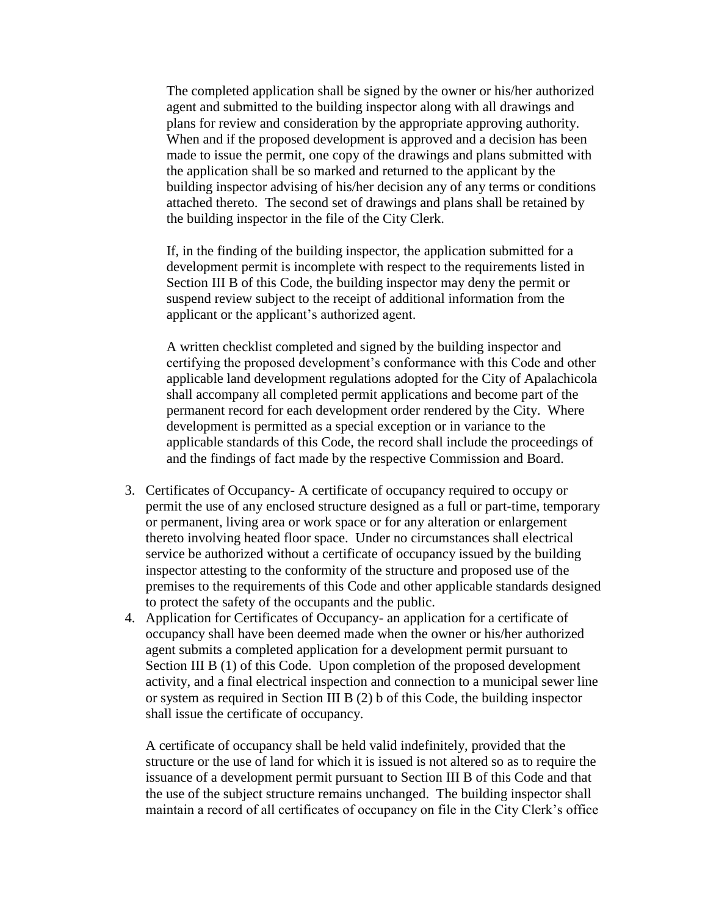The completed application shall be signed by the owner or his/her authorized agent and submitted to the building inspector along with all drawings and plans for review and consideration by the appropriate approving authority. When and if the proposed development is approved and a decision has been made to issue the permit, one copy of the drawings and plans submitted with the application shall be so marked and returned to the applicant by the building inspector advising of his/her decision any of any terms or conditions attached thereto. The second set of drawings and plans shall be retained by the building inspector in the file of the City Clerk.

If, in the finding of the building inspector, the application submitted for a development permit is incomplete with respect to the requirements listed in Section III B of this Code, the building inspector may deny the permit or suspend review subject to the receipt of additional information from the applicant or the applicant's authorized agent.

A written checklist completed and signed by the building inspector and certifying the proposed development's conformance with this Code and other applicable land development regulations adopted for the City of Apalachicola shall accompany all completed permit applications and become part of the permanent record for each development order rendered by the City. Where development is permitted as a special exception or in variance to the applicable standards of this Code, the record shall include the proceedings of and the findings of fact made by the respective Commission and Board.

3. Certificates of Occupancy- A certificate of occupancy required to occupy or permit the use of any enclosed structure designed as a full or part-time, temporary or permanent, living area or work space or for any alteration or enlargement thereto involving heated floor space. Under no circumstances shall electrical service be authorized without a certificate of occupancy issued by the building inspector attesting to the conformity of the structure and proposed use of the premises to the requirements of this Code and other applicable standards designed to protect the safety of the occupants and the public.
4. Application for Certificates of Occupancy- an application for a certificate of occupancy shall have been deemed made when the owner or his/her authorized agent submits a completed application for a development permit pursuant to Section III B (1) of this Code. Upon completion of the proposed development activity, and a final electrical inspection and connection to a municipal sewer line or system as required in Section III B (2) b of this Code, the building inspector shall issue the certificate of occupancy.

   A certificate of occupancy shall be held valid indefinitely, provided that the structure or the use of land for which it is issued is not altered so as to require the issuance of a development permit pursuant to Section III B of this Code and that the use of the subject structure remains unchanged. The building inspector shall maintain a record of all certificates of occupancy on file in the City Clerk's office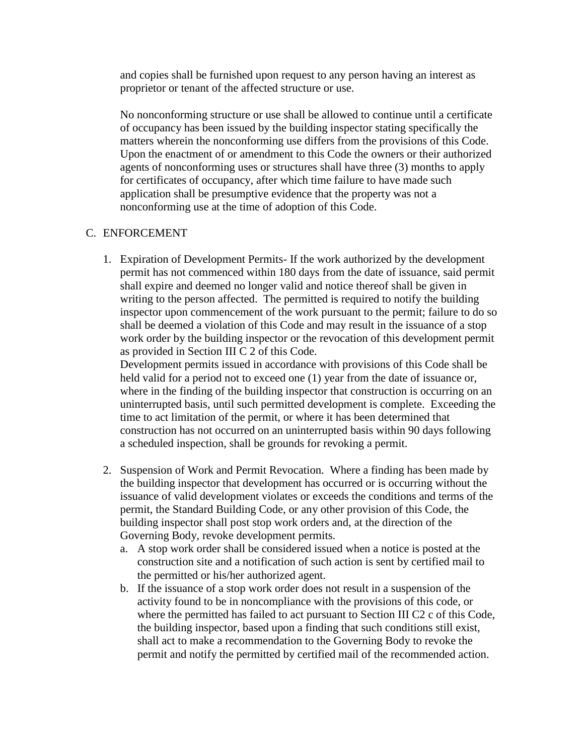and copies shall be furnished upon request to any person having an interest as proprietor or tenant of the affected structure or use.

No nonconforming structure or use shall be allowed to continue until a certificate of occupancy has been issued by the building inspector stating specifically the matters wherein the nonconforming use differs from the provisions of this Code. Upon the enactment of or amendment to this Code the owners or their authorized agents of nonconforming uses or structures shall have three (3) months to apply for certificates of occupancy, after which time failure to have made such application shall be presumptive evidence that the property was not a nonconforming use at the time of adoption of this Code.

C. ENFORCEMENT

1. Expiration of Development Permits- If the work authorized by the development permit has not commenced within 180 days from the date of issuance, said permit shall expire and deemed no longer valid and notice thereof shall be given in writing to the person affected. The permitted is required to notify the building inspector upon commencement of the work pursuant to the permit; failure to do so shall be deemed a violation of this Code and may result in the issuance of a stop work order by the building inspector or the revocation of this development permit as provided in Section III C 2 of this Code.
   Development permits issued in accordance with provisions of this Code shall be held valid for a period not to exceed one (1) year from the date of issuance or, where in the finding of the building inspector that construction is occurring on an uninterrupted basis, until such permitted development is complete. Exceeding the time to act limitation of the permit, or where it has been determined that construction has not occurred on an uninterrupted basis within 90 days following a scheduled inspection, shall be grounds for revoking a permit.

2. Suspension of Work and Permit Revocation. Where a finding has been made by the building inspector that development has occurred or is occurring without the issuance of valid development violates or exceeds the conditions and terms of the permit, the Standard Building Code, or any other provision of this Code, the building inspector shall post stop work orders and, at the direction of the Governing Body, revoke development permits.
   a. A stop work order shall be considered issued when a notice is posted at the construction site and a notification of such action is sent by certified mail to the permitted or his/her authorized agent.
   b. If the issuance of a stop work order does not result in a suspension of the activity found to be in noncompliance with the provisions of this code, or where the permitted has failed to act pursuant to Section III C2 c of this Code, the building inspector, based upon a finding that such conditions still exist, shall act to make a recommendation to the Governing Body to revoke the permit and notify the permitted by certified mail of the recommended action.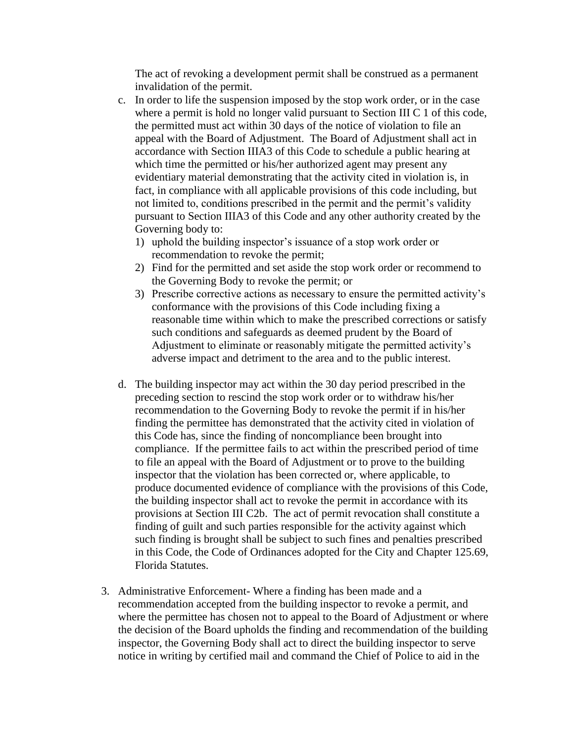The act of revoking a development permit shall be construed as a permanent invalidation of the permit.

c. In order to life the suspension imposed by the stop work order, or in the case where a permit is hold no longer valid pursuant to Section III C 1 of this code, the permitted must act within 30 days of the notice of violation to file an appeal with the Board of Adjustment. The Board of Adjustment shall act in accordance with Section IIIA3 of this Code to schedule a public hearing at which time the permitted or his/her authorized agent may present any evidentiary material demonstrating that the activity cited in violation is, in fact, in compliance with all applicable provisions of this code including, but not limited to, conditions prescribed in the permit and the permit's validity pursuant to Section IIIA3 of this Code and any other authority created by the Governing body to:
   1) uphold the building inspector's issuance of a stop work order or recommendation to revoke the permit;
   2) Find for the permitted and set aside the stop work order or recommend to the Governing Body to revoke the permit; or
   3) Prescribe corrective actions as necessary to ensure the permitted activity's conformance with the provisions of this Code including fixing a reasonable time within which to make the prescribed corrections or satisfy such conditions and safeguards as deemed prudent by the Board of Adjustment to eliminate or reasonably mitigate the permitted activity's adverse impact and detriment to the area and to the public interest.

d. The building inspector may act within the 30 day period prescribed in the preceding section to rescind the stop work order or to withdraw his/her recommendation to the Governing Body to revoke the permit if in his/her finding the permittee has demonstrated that the activity cited in violation of this Code has, since the finding of noncompliance been brought into compliance. If the permittee fails to act within the prescribed period of time to file an appeal with the Board of Adjustment or to prove to the building inspector that the violation has been corrected or, where applicable, to produce documented evidence of compliance with the provisions of this Code, the building inspector shall act to revoke the permit in accordance with its provisions at Section III C2b. The act of permit revocation shall constitute a finding of guilt and such parties responsible for the activity against which such finding is brought shall be subject to such fines and penalties prescribed in this Code, the Code of Ordinances adopted for the City and Chapter 125.69, Florida Statutes.

3. Administrative Enforcement- Where a finding has been made and a recommendation accepted from the building inspector to revoke a permit, and where the permittee has chosen not to appeal to the Board of Adjustment or where the decision of the Board upholds the finding and recommendation of the building inspector, the Governing Body shall act to direct the building inspector to serve notice in writing by certified mail and command the Chief of Police to aid in the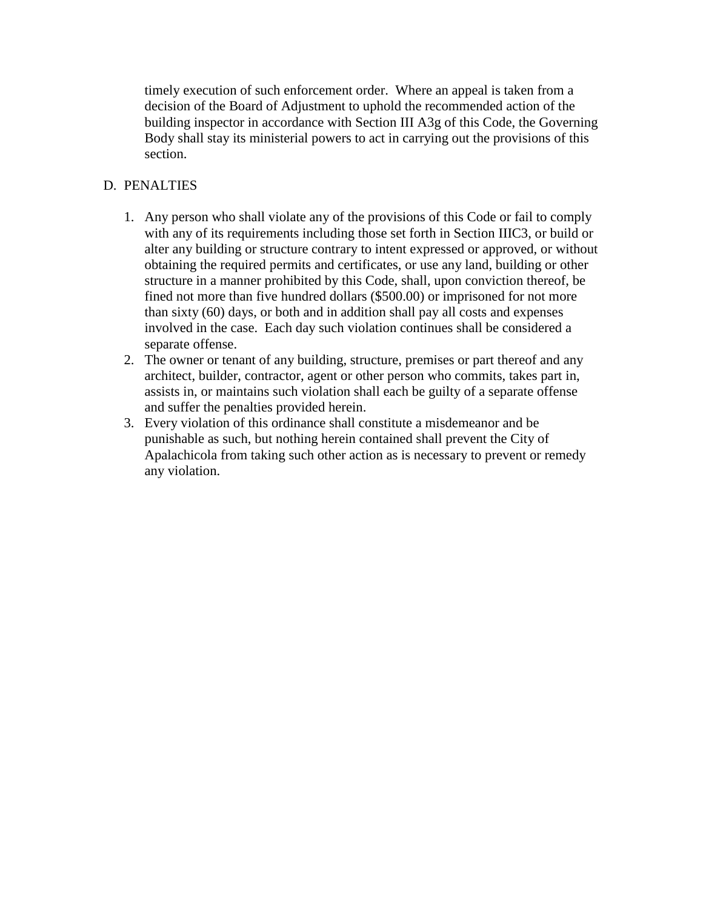timely execution of such enforcement order. Where an appeal is taken from a decision of the Board of Adjustment to uphold the recommended action of the building inspector in accordance with Section III A3g of this Code, the Governing Body shall stay its ministerial powers to act in carrying out the provisions of this section.

D. PENALTIES

1. Any person who shall violate any of the provisions of this Code or fail to comply with any of its requirements including those set forth in Section IIIC3, or build or alter any building or structure contrary to intent expressed or approved, or without obtaining the required permits and certificates, or use any land, building or other structure in a manner prohibited by this Code, shall, upon conviction thereof, be fined not more than five hundred dollars ($500.00) or imprisoned for not more than sixty (60) days, or both and in addition shall pay all costs and expenses involved in the case. Each day such violation continues shall be considered a separate offense.
2. The owner or tenant of any building, structure, premises or part thereof and any architect, builder, contractor, agent or other person who commits, takes part in, assists in, or maintains such violation shall each be guilty of a separate offense and suffer the penalties provided herein.
3. Every violation of this ordinance shall constitute a misdemeanor and be punishable as such, but nothing herein contained shall prevent the City of Apalachicola from taking such other action as is necessary to prevent or remedy any violation.